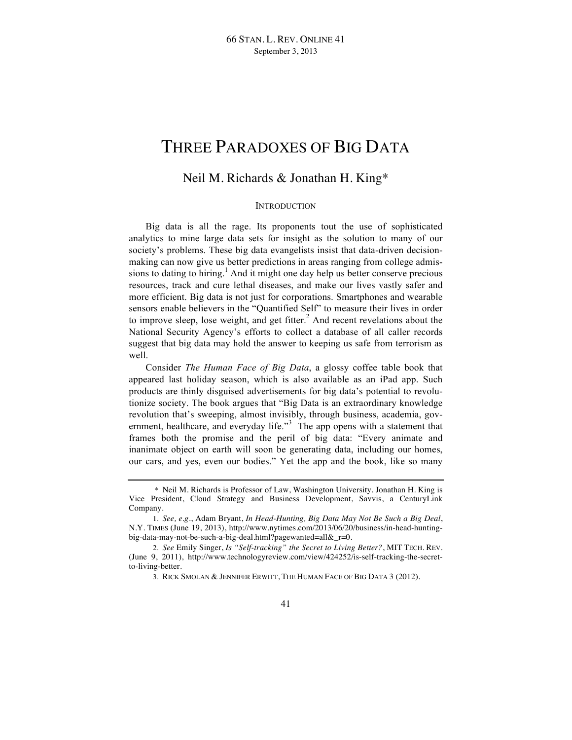# THREE PARADOXES OF BIG DATA

## Neil M. Richards & Jonathan H. King*

### INTRODUCTION

Big data is all the rage. Its proponents tout the use of sophisticated analytics to mine large data sets for insight as the solution to many of our society's problems. These big data evangelists insist that data-driven decision-making can now give us better predictions in areas ranging from college admissions to dating to hiring.[1] And it might one day help us better conserve precious resources, track and cure lethal diseases, and make our lives vastly safer and more efficient. Big data is not just for corporations. Smartphones and wearable sensors enable believers in the "Quantified Self" to measure their lives in order to improve sleep, lose weight, and get fitter.[2] And recent revelations about the National Security Agency's efforts to collect a database of all caller records suggest that big data may hold the answer to keeping us safe from terrorism as well.

Consider *The Human Face of Big Data*, a glossy coffee table book that appeared last holiday season, which is also available as an iPad app. Such products are thinly disguised advertisements for big data's potential to revolutionize society. The book argues that "Big Data is an extraordinary knowledge revolution that's sweeping, almost invisibly, through business, academia, government, healthcare, and everyday life."[3] The app opens with a statement that frames both the promise and the peril of big data: "Every animate and inanimate object on earth will soon be generating data, including our homes, our cars, and yes, even our bodies." Yet the app and the book, like so many

---

\* Neil M. Richards is Professor of Law, Washington University. Jonathan H. King is Vice President, Cloud Strategy and Business Development, Savvis, a CenturyLink Company.

1. *See, e.g.*, Adam Bryant, *In Head-Hunting, Big Data May Not Be Such a Big Deal*, N.Y. TIMES (June 19, 2013), http://www.nytimes.com/2013/06/20/business/in-head-hunting-big-data-may-not-be-such-a-big-deal.html?pagewanted=all&_r=0.

2. *See* Emily Singer, *Is "Self-tracking" the Secret to Living Better?*, MIT TECH. REV. (June 9, 2011), http://www.technologyreview.com/view/424252/is-self-tracking-the-secret-to-living-better.

3. RICK SMOLAN & JENNIFER ERWITT, THE HUMAN FACE OF BIG DATA 3 (2012).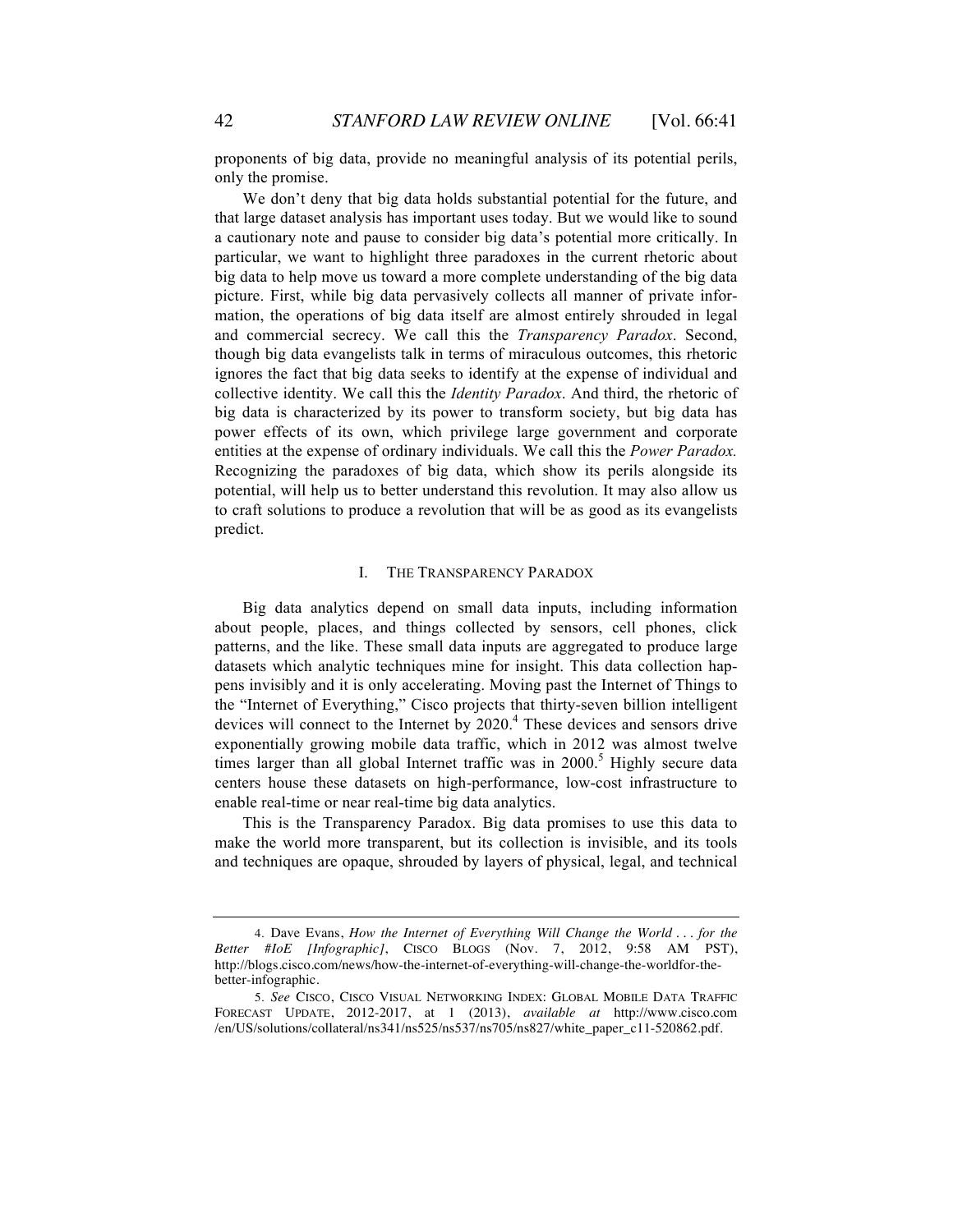proponents of big data, provide no meaningful analysis of its potential perils, only the promise.

We don't deny that big data holds substantial potential for the future, and that large dataset analysis has important uses today. But we would like to sound a cautionary note and pause to consider big data's potential more critically. In particular, we want to highlight three paradoxes in the current rhetoric about big data to help move us toward a more complete understanding of the big data picture. First, while big data pervasively collects all manner of private information, the operations of big data itself are almost entirely shrouded in legal and commercial secrecy. We call this the *Transparency Paradox*. Second, though big data evangelists talk in terms of miraculous outcomes, this rhetoric ignores the fact that big data seeks to identify at the expense of individual and collective identity. We call this the *Identity Paradox*. And third, the rhetoric of big data is characterized by its power to transform society, but big data has power effects of its own, which privilege large government and corporate entities at the expense of ordinary individuals. We call this the *Power Paradox.* Recognizing the paradoxes of big data, which show its perils alongside its potential, will help us to better understand this revolution. It may also allow us to craft solutions to produce a revolution that will be as good as its evangelists predict.

## I. THE TRANSPARENCY PARADOX

Big data analytics depend on small data inputs, including information about people, places, and things collected by sensors, cell phones, click patterns, and the like. These small data inputs are aggregated to produce large datasets which analytic techniques mine for insight. This data collection happens invisibly and it is only accelerating. Moving past the Internet of Things to the "Internet of Everything," Cisco projects that thirty-seven billion intelligent devices will connect to the Internet by 2020.[4] These devices and sensors drive exponentially growing mobile data traffic, which in 2012 was almost twelve times larger than all global Internet traffic was in 2000.[5] Highly secure data centers house these datasets on high-performance, low-cost infrastructure to enable real-time or near real-time big data analytics.

This is the Transparency Paradox. Big data promises to use this data to make the world more transparent, but its collection is invisible, and its tools and techniques are opaque, shrouded by layers of physical, legal, and technical

---

4. Dave Evans, *How the Internet of Everything Will Change the World . . . for the Better #IoE [Infographic]*, CISCO BLOGS (Nov. 7, 2012, 9:58 AM PST), http://blogs.cisco.com/news/how-the-internet-of-everything-will-change-the-worldfor-the-better-infographic.

5. *See* CISCO, CISCO VISUAL NETWORKING INDEX: GLOBAL MOBILE DATA TRAFFIC FORECAST UPDATE, 2012-2017, at 1 (2013), *available at* http://www.cisco.com/en/US/solutions/collateral/ns341/ns525/ns537/ns705/ns827/white_paper_c11-520862.pdf.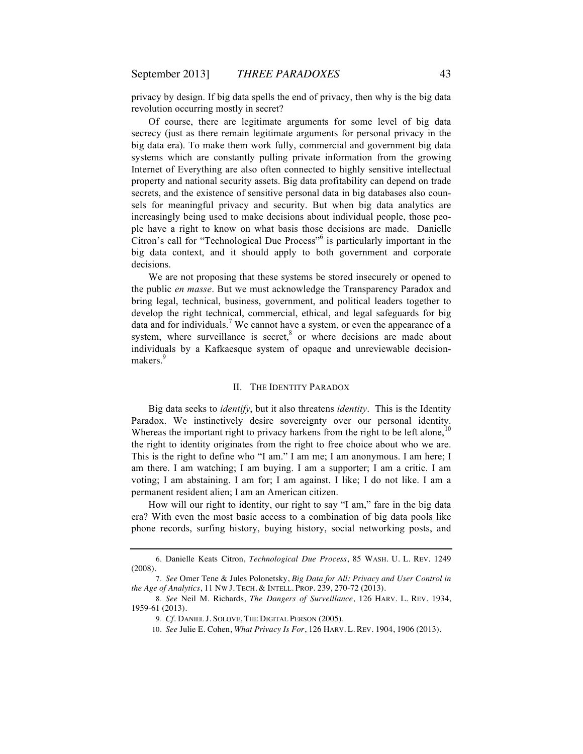privacy by design. If big data spells the end of privacy, then why is the big data revolution occurring mostly in secret?

Of course, there are legitimate arguments for some level of big data secrecy (just as there remain legitimate arguments for personal privacy in the big data era). To make them work fully, commercial and government big data systems which are constantly pulling private information from the growing Internet of Everything are also often connected to highly sensitive intellectual property and national security assets. Big data profitability can depend on trade secrets, and the existence of sensitive personal data in big databases also counsels for meaningful privacy and security. But when big data analytics are increasingly being used to make decisions about individual people, those people have a right to know on what basis those decisions are made. Danielle Citron's call for "Technological Due Process"[6] is particularly important in the big data context, and it should apply to both government and corporate decisions.

We are not proposing that these systems be stored insecurely or opened to the public *en masse*. But we must acknowledge the Transparency Paradox and bring legal, technical, business, government, and political leaders together to develop the right technical, commercial, ethical, and legal safeguards for big data and for individuals.[7] We cannot have a system, or even the appearance of a system, where surveillance is secret,[8] or where decisions are made about individuals by a Kafkaesque system of opaque and unreviewable decision-makers.[9]

## II. THE IDENTITY PARADOX

Big data seeks to *identify*, but it also threatens *identity*. This is the Identity Paradox. We instinctively desire sovereignty over our personal identity. Whereas the important right to privacy harkens from the right to be left alone,[10] the right to identity originates from the right to free choice about who we are. This is the right to define who "I am." I am me; I am anonymous. I am here; I am there. I am watching; I am buying. I am a supporter; I am a critic. I am voting; I am abstaining. I am for; I am against. I like; I do not like. I am a permanent resident alien; I am an American citizen.

How will our right to identity, our right to say "I am," fare in the big data era? With even the most basic access to a combination of big data pools like phone records, surfing history, buying history, social networking posts, and

---

6. Danielle Keats Citron, *Technological Due Process*, 85 WASH. U. L. REV. 1249 (2008).

7. *See* Omer Tene & Jules Polonetsky, *Big Data for All: Privacy and User Control in the Age of Analytics*, 11 NW J. TECH. & INTELL. PROP. 239, 270-72 (2013).

8. *See* Neil M. Richards, *The Dangers of Surveillance*, 126 HARV. L. REV. 1934, 1959-61 (2013).

9. *Cf*. DANIEL J. SOLOVE, THE DIGITAL PERSON (2005).

10. *See* Julie E. Cohen, *What Privacy Is For*, 126 HARV. L. REV. 1904, 1906 (2013).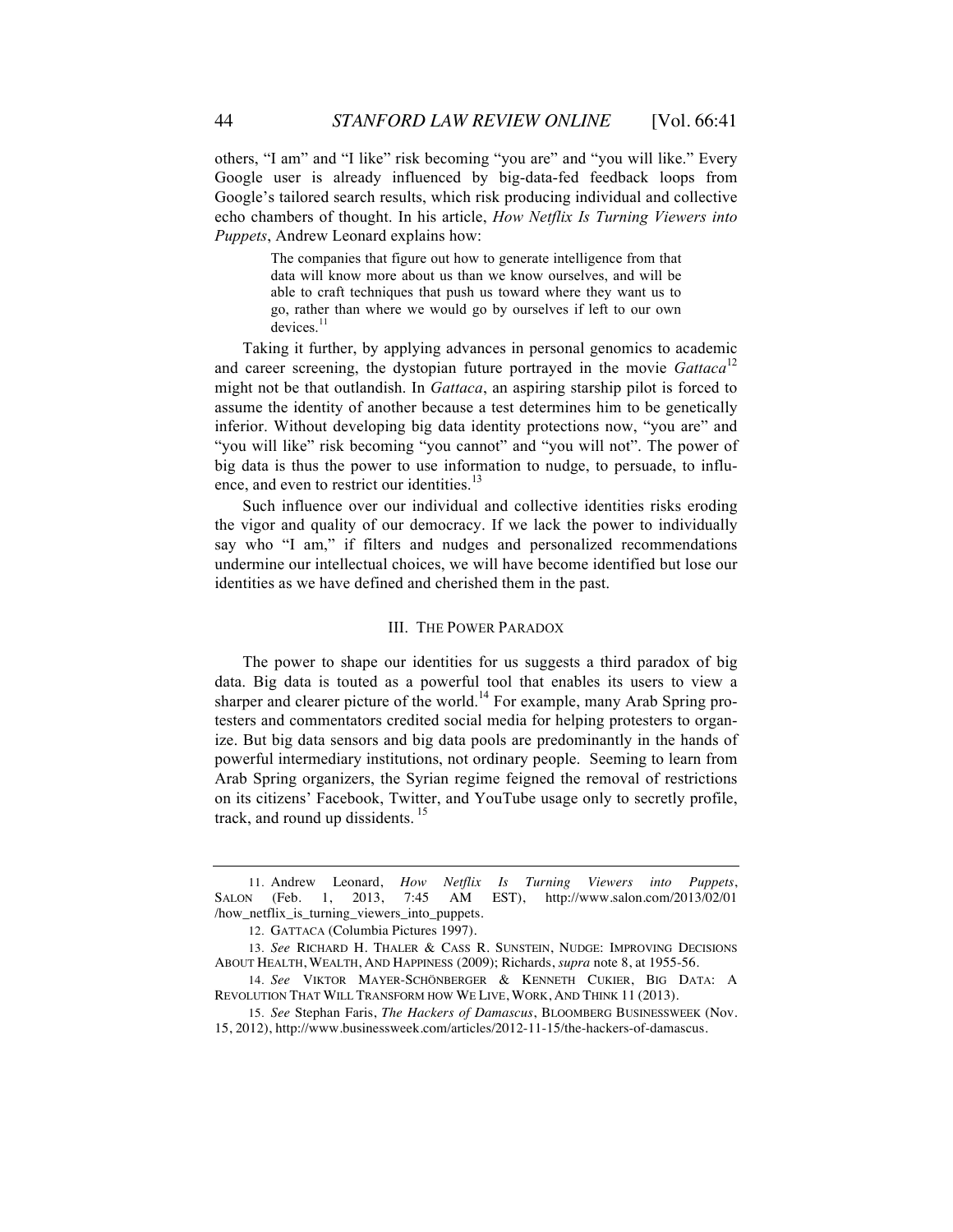others, "I am" and "I like" risk becoming "you are" and "you will like." Every Google user is already influenced by big-data-fed feedback loops from Google's tailored search results, which risk producing individual and collective echo chambers of thought. In his article, *How Netflix Is Turning Viewers into Puppets*, Andrew Leonard explains how:

> The companies that figure out how to generate intelligence from that data will know more about us than we know ourselves, and will be able to craft techniques that push us toward where they want us to go, rather than where we would go by ourselves if left to our own devices.[11]

Taking it further, by applying advances in personal genomics to academic and career screening, the dystopian future portrayed in the movie *Gattaca*[12] might not be that outlandish. In *Gattaca*, an aspiring starship pilot is forced to assume the identity of another because a test determines him to be genetically inferior. Without developing big data identity protections now, "you are" and "you will like" risk becoming "you cannot" and "you will not". The power of big data is thus the power to use information to nudge, to persuade, to influence, and even to restrict our identities.[13]

Such influence over our individual and collective identities risks eroding the vigor and quality of our democracy. If we lack the power to individually say who "I am," if filters and nudges and personalized recommendations undermine our intellectual choices, we will have become identified but lose our identities as we have defined and cherished them in the past.

## III. THE POWER PARADOX

The power to shape our identities for us suggests a third paradox of big data. Big data is touted as a powerful tool that enables its users to view a sharper and clearer picture of the world.[14] For example, many Arab Spring protesters and commentators credited social media for helping protesters to organize. But big data sensors and big data pools are predominantly in the hands of powerful intermediary institutions, not ordinary people. Seeming to learn from Arab Spring organizers, the Syrian regime feigned the removal of restrictions on its citizens' Facebook, Twitter, and YouTube usage only to secretly profile, track, and round up dissidents.[15]

---

11. Andrew Leonard, *How Netflix Is Turning Viewers into Puppets*, SALON (Feb. 1, 2013, 7:45 AM EST), http://www.salon.com/2013/02/01/how_netflix_is_turning_viewers_into_puppets.

12. GATTACA (Columbia Pictures 1997).

13. *See* RICHARD H. THALER & CASS R. SUNSTEIN, NUDGE: IMPROVING DECISIONS ABOUT HEALTH, WEALTH, AND HAPPINESS (2009); Richards, *supra* note 8, at 1955-56.

14. *See* VIKTOR MAYER-SCHÖNBERGER & KENNETH CUKIER, BIG DATA: A REVOLUTION THAT WILL TRANSFORM HOW WE LIVE, WORK, AND THINK 11 (2013).

15. *See* Stephan Faris, *The Hackers of Damascus*, BLOOMBERG BUSINESSWEEK (Nov. 15, 2012), http://www.businessweek.com/articles/2012-11-15/the-hackers-of-damascus.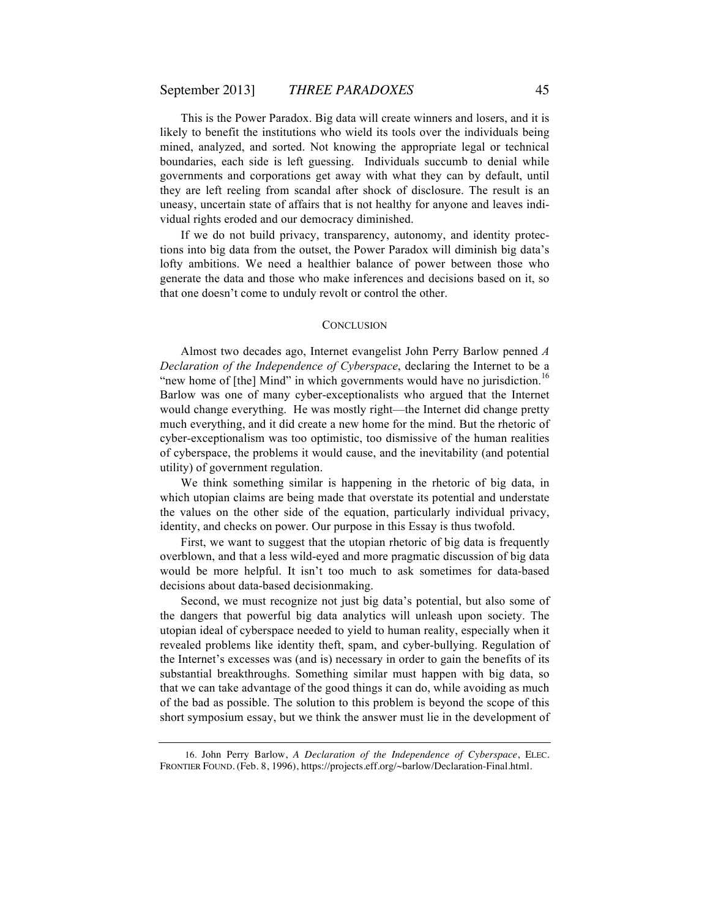This is the Power Paradox. Big data will create winners and losers, and it is likely to benefit the institutions who wield its tools over the individuals being mined, analyzed, and sorted. Not knowing the appropriate legal or technical boundaries, each side is left guessing. Individuals succumb to denial while governments and corporations get away with what they can by default, until they are left reeling from scandal after shock of disclosure. The result is an uneasy, uncertain state of affairs that is not healthy for anyone and leaves individual rights eroded and our democracy diminished.

If we do not build privacy, transparency, autonomy, and identity protections into big data from the outset, the Power Paradox will diminish big data's lofty ambitions. We need a healthier balance of power between those who generate the data and those who make inferences and decisions based on it, so that one doesn't come to unduly revolt or control the other.

## CONCLUSION

Almost two decades ago, Internet evangelist John Perry Barlow penned *A Declaration of the Independence of Cyberspace*, declaring the Internet to be a "new home of [the] Mind" in which governments would have no jurisdiction.[16] Barlow was one of many cyber-exceptionalists who argued that the Internet would change everything. He was mostly right—the Internet did change pretty much everything, and it did create a new home for the mind. But the rhetoric of cyber-exceptionalism was too optimistic, too dismissive of the human realities of cyberspace, the problems it would cause, and the inevitability (and potential utility) of government regulation.

We think something similar is happening in the rhetoric of big data, in which utopian claims are being made that overstate its potential and understate the values on the other side of the equation, particularly individual privacy, identity, and checks on power. Our purpose in this Essay is thus twofold.

First, we want to suggest that the utopian rhetoric of big data is frequently overblown, and that a less wild-eyed and more pragmatic discussion of big data would be more helpful. It isn't too much to ask sometimes for data-based decisions about data-based decisionmaking.

Second, we must recognize not just big data's potential, but also some of the dangers that powerful big data analytics will unleash upon society. The utopian ideal of cyberspace needed to yield to human reality, especially when it revealed problems like identity theft, spam, and cyber-bullying. Regulation of the Internet's excesses was (and is) necessary in order to gain the benefits of its substantial breakthroughs. Something similar must happen with big data, so that we can take advantage of the good things it can do, while avoiding as much of the bad as possible. The solution to this problem is beyond the scope of this short symposium essay, but we think the answer must lie in the development of

---

16. John Perry Barlow, *A Declaration of the Independence of Cyberspace*, ELEC. FRONTIER FOUND. (Feb. 8, 1996), https://projects.eff.org/~barlow/Declaration-Final.html.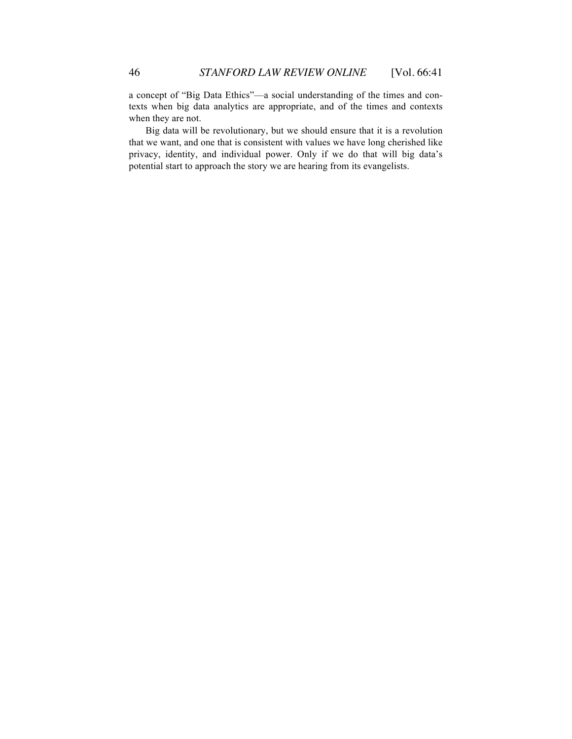a concept of "Big Data Ethics"—a social understanding of the times and contexts when big data analytics are appropriate, and of the times and contexts when they are not.

Big data will be revolutionary, but we should ensure that it is a revolution that we want, and one that is consistent with values we have long cherished like privacy, identity, and individual power. Only if we do that will big data's potential start to approach the story we are hearing from its evangelists.